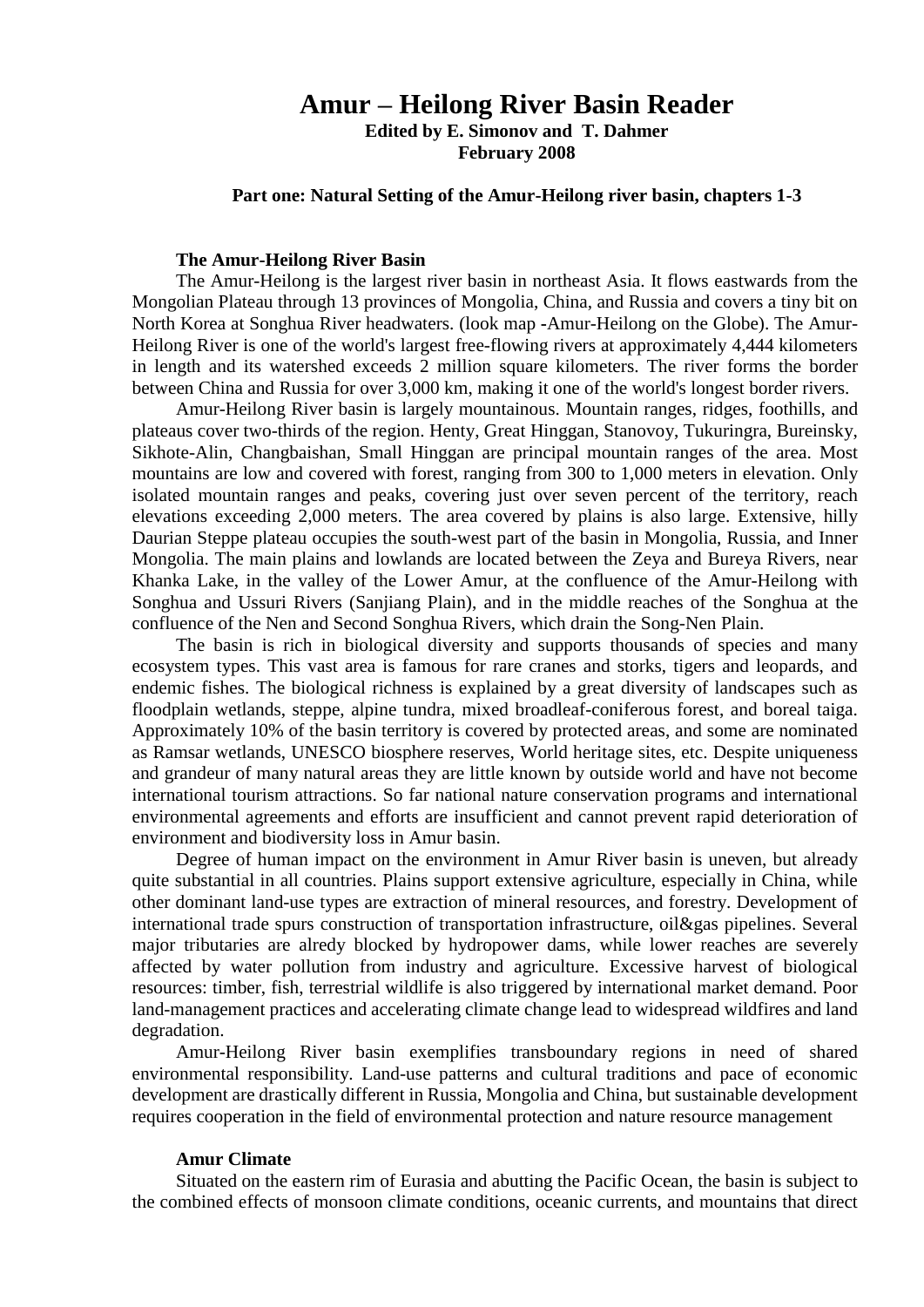# Amur – Heilong River Basin Reader

**Edited by E. Simonov and T. Dahmer**
**February 2008**

**Part one: Natural Setting of the Amur-Heilong river basin, chapters 1-3**

## The Amur-Heilong River Basin

The Amur-Heilong is the largest river basin in northeast Asia. It flows eastwards from the Mongolian Plateau through 13 provinces of Mongolia, China, and Russia and covers a tiny bit on North Korea at Songhua River headwaters. (look map -Amur-Heilong on the Globe). The Amur-Heilong River is one of the world's largest free-flowing rivers at approximately 4,444 kilometers in length and its watershed exceeds 2 million square kilometers. The river forms the border between China and Russia for over 3,000 km, making it one of the world's longest border rivers.

Amur-Heilong River basin is largely mountainous. Mountain ranges, ridges, foothills, and plateaus cover two-thirds of the region. Henty, Great Hinggan, Stanovoy, Tukuringra, Bureinsky, Sikhote-Alin, Changbaishan, Small Hinggan are principal mountain ranges of the area. Most mountains are low and covered with forest, ranging from 300 to 1,000 meters in elevation. Only isolated mountain ranges and peaks, covering just over seven percent of the territory, reach elevations exceeding 2,000 meters. The area covered by plains is also large. Extensive, hilly Daurian Steppe plateau occupies the south-west part of the basin in Mongolia, Russia, and Inner Mongolia. The main plains and lowlands are located between the Zeya and Bureya Rivers, near Khanka Lake, in the valley of the Lower Amur, at the confluence of the Amur-Heilong with Songhua and Ussuri Rivers (Sanjiang Plain), and in the middle reaches of the Songhua at the confluence of the Nen and Second Songhua Rivers, which drain the Song-Nen Plain.

The basin is rich in biological diversity and supports thousands of species and many ecosystem types. This vast area is famous for rare cranes and storks, tigers and leopards, and endemic fishes. The biological richness is explained by a great diversity of landscapes such as floodplain wetlands, steppe, alpine tundra, mixed broadleaf-coniferous forest, and boreal taiga. Approximately 10% of the basin territory is covered by protected areas, and some are nominated as Ramsar wetlands, UNESCO biosphere reserves, World heritage sites, etc. Despite uniqueness and grandeur of many natural areas they are little known by outside world and have not become international tourism attractions. So far national nature conservation programs and international environmental agreements and efforts are insufficient and cannot prevent rapid deterioration of environment and biodiversity loss in Amur basin.

Degree of human impact on the environment in Amur River basin is uneven, but already quite substantial in all countries. Plains support extensive agriculture, especially in China, while other dominant land-use types are extraction of mineral resources, and forestry. Development of international trade spurs construction of transportation infrastructure, oil&gas pipelines. Several major tributaries are alredy blocked by hydropower dams, while lower reaches are severely affected by water pollution from industry and agriculture. Excessive harvest of biological resources: timber, fish, terrestrial wildlife is also triggered by international market demand. Poor land-management practices and accelerating climate change lead to widespread wildfires and land degradation.

Amur-Heilong River basin exemplifies transboundary regions in need of shared environmental responsibility. Land-use patterns and cultural traditions and pace of economic development are drastically different in Russia, Mongolia and China, but sustainable development requires cooperation in the field of environmental protection and nature resource management

## Amur Climate

Situated on the eastern rim of Eurasia and abutting the Pacific Ocean, the basin is subject to the combined effects of monsoon climate conditions, oceanic currents, and mountains that direct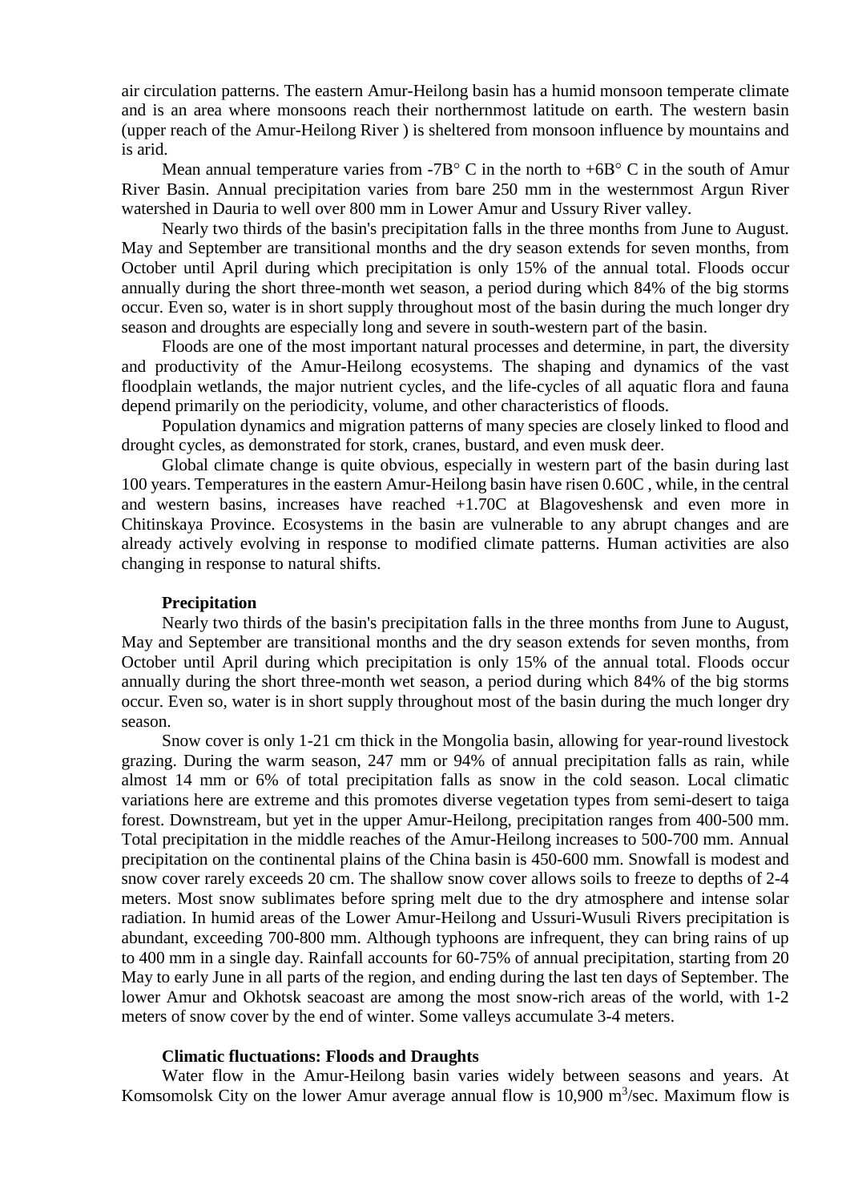air circulation patterns. The eastern Amur-Heilong basin has a humid monsoon temperate climate and is an area where monsoons reach their northernmost latitude on earth. The western basin (upper reach of the Amur-Heilong River ) is sheltered from monsoon influence by mountains and is arid.

Mean annual temperature varies from -7B° C in the north to +6B° C in the south of Amur River Basin. Annual precipitation varies from bare 250 mm in the westernmost Argun River watershed in Dauria to well over 800 mm in Lower Amur and Ussury River valley.

Nearly two thirds of the basin's precipitation falls in the three months from June to August. May and September are transitional months and the dry season extends for seven months, from October until April during which precipitation is only 15% of the annual total. Floods occur annually during the short three-month wet season, a period during which 84% of the big storms occur. Even so, water is in short supply throughout most of the basin during the much longer dry season and droughts are especially long and severe in south-western part of the basin.

Floods are one of the most important natural processes and determine, in part, the diversity and productivity of the Amur-Heilong ecosystems. The shaping and dynamics of the vast floodplain wetlands, the major nutrient cycles, and the life-cycles of all aquatic flora and fauna depend primarily on the periodicity, volume, and other characteristics of floods.

Population dynamics and migration patterns of many species are closely linked to flood and drought cycles, as demonstrated for stork, cranes, bustard, and even musk deer.

Global climate change is quite obvious, especially in western part of the basin during last 100 years. Temperatures in the eastern Amur-Heilong basin have risen 0.60C , while, in the central and western basins, increases have reached +1.70C at Blagoveshensk and even more in Chitinskaya Province. Ecosystems in the basin are vulnerable to any abrupt changes and are already actively evolving in response to modified climate patterns. Human activities are also changing in response to natural shifts.

**Precipitation**

Nearly two thirds of the basin's precipitation falls in the three months from June to August, May and September are transitional months and the dry season extends for seven months, from October until April during which precipitation is only 15% of the annual total. Floods occur annually during the short three-month wet season, a period during which 84% of the big storms occur. Even so, water is in short supply throughout most of the basin during the much longer dry season.

Snow cover is only 1-21 cm thick in the Mongolia basin, allowing for year-round livestock grazing. During the warm season, 247 mm or 94% of annual precipitation falls as rain, while almost 14 mm or 6% of total precipitation falls as snow in the cold season. Local climatic variations here are extreme and this promotes diverse vegetation types from semi-desert to taiga forest. Downstream, but yet in the upper Amur-Heilong, precipitation ranges from 400-500 mm. Total precipitation in the middle reaches of the Amur-Heilong increases to 500-700 mm. Annual precipitation on the continental plains of the China basin is 450-600 mm. Snowfall is modest and snow cover rarely exceeds 20 cm. The shallow snow cover allows soils to freeze to depths of 2-4 meters. Most snow sublimates before spring melt due to the dry atmosphere and intense solar radiation. In humid areas of the Lower Amur-Heilong and Ussuri-Wusuli Rivers precipitation is abundant, exceeding 700-800 mm. Although typhoons are infrequent, they can bring rains of up to 400 mm in a single day. Rainfall accounts for 60-75% of annual precipitation, starting from 20 May to early June in all parts of the region, and ending during the last ten days of September. The lower Amur and Okhotsk seacoast are among the most snow-rich areas of the world, with 1-2 meters of snow cover by the end of winter. Some valleys accumulate 3-4 meters.

**Climatic fluctuations: Floods and Draughts**

Water flow in the Amur-Heilong basin varies widely between seasons and years. At Komsomolsk City on the lower Amur average annual flow is 10,900 $m^3$/sec. Maximum flow is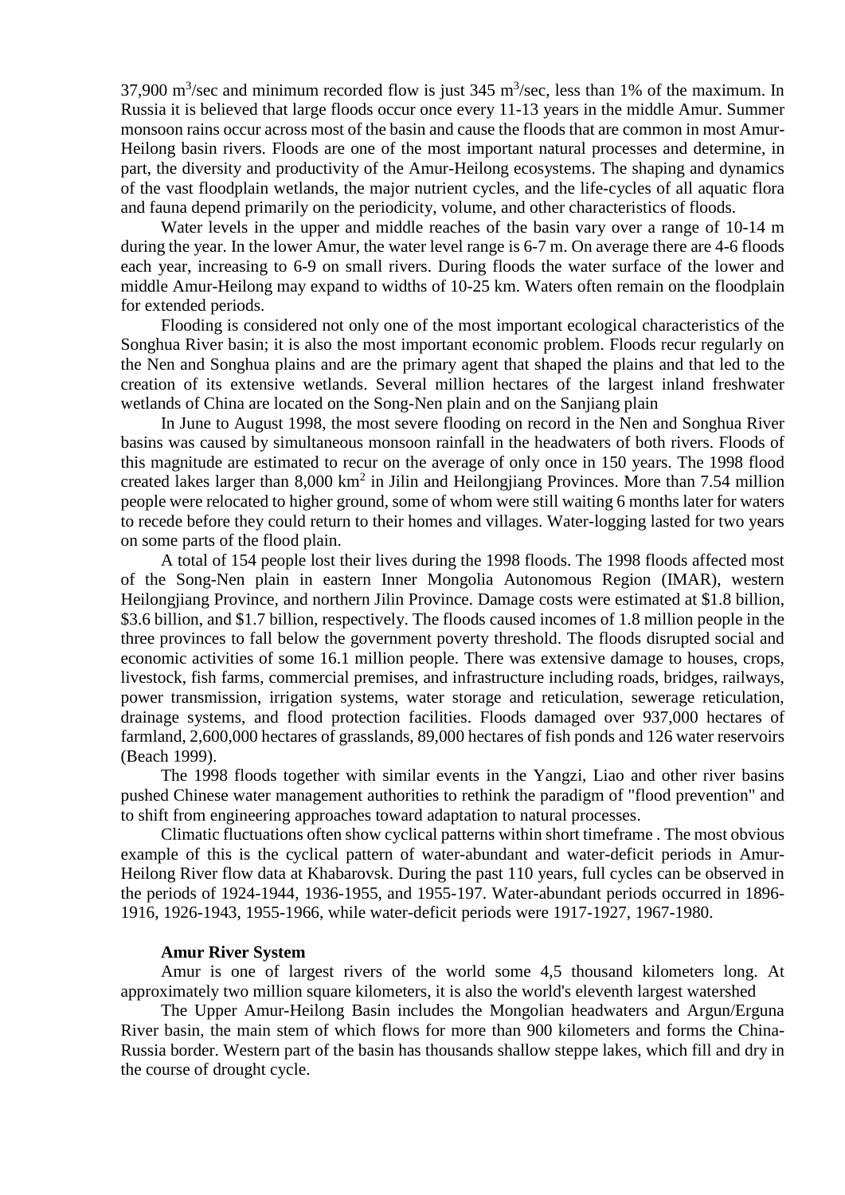37,900 $m^3$/sec and minimum recorded flow is just 345 $m^3$/sec, less than 1% of the maximum. In Russia it is believed that large floods occur once every 11-13 years in the middle Amur. Summer monsoon rains occur across most of the basin and cause the floods that are common in most Amur-Heilong basin rivers. Floods are one of the most important natural processes and determine, in part, the diversity and productivity of the Amur-Heilong ecosystems. The shaping and dynamics of the vast floodplain wetlands, the major nutrient cycles, and the life-cycles of all aquatic flora and fauna depend primarily on the periodicity, volume, and other characteristics of floods.

Water levels in the upper and middle reaches of the basin vary over a range of 10-14 m during the year. In the lower Amur, the water level range is 6-7 m. On average there are 4-6 floods each year, increasing to 6-9 on small rivers. During floods the water surface of the lower and middle Amur-Heilong may expand to widths of 10-25 km. Waters often remain on the floodplain for extended periods.

Flooding is considered not only one of the most important ecological characteristics of the Songhua River basin; it is also the most important economic problem. Floods recur regularly on the Nen and Songhua plains and are the primary agent that shaped the plains and that led to the creation of its extensive wetlands. Several million hectares of the largest inland freshwater wetlands of China are located on the Song-Nen plain and on the Sanjiang plain

In June to August 1998, the most severe flooding on record in the Nen and Songhua River basins was caused by simultaneous monsoon rainfall in the headwaters of both rivers. Floods of this magnitude are estimated to recur on the average of only once in 150 years. The 1998 flood created lakes larger than 8,000 $km^2$ in Jilin and Heilongjiang Provinces. More than 7.54 million people were relocated to higher ground, some of whom were still waiting 6 months later for waters to recede before they could return to their homes and villages. Water-logging lasted for two years on some parts of the flood plain.

A total of 154 people lost their lives during the 1998 floods. The 1998 floods affected most of the Song-Nen plain in eastern Inner Mongolia Autonomous Region (IMAR), western Heilongjiang Province, and northern Jilin Province. Damage costs were estimated at $1.8 billion, $3.6 billion, and $1.7 billion, respectively. The floods caused incomes of 1.8 million people in the three provinces to fall below the government poverty threshold. The floods disrupted social and economic activities of some 16.1 million people. There was extensive damage to houses, crops, livestock, fish farms, commercial premises, and infrastructure including roads, bridges, railways, power transmission, irrigation systems, water storage and reticulation, sewerage reticulation, drainage systems, and flood protection facilities. Floods damaged over 937,000 hectares of farmland, 2,600,000 hectares of grasslands, 89,000 hectares of fish ponds and 126 water reservoirs (Beach 1999).

The 1998 floods together with similar events in the Yangzi, Liao and other river basins pushed Chinese water management authorities to rethink the paradigm of "flood prevention" and to shift from engineering approaches toward adaptation to natural processes.

Climatic fluctuations often show cyclical patterns within short timeframe . The most obvious example of this is the cyclical pattern of water-abundant and water-deficit periods in Amur-Heilong River flow data at Khabarovsk. During the past 110 years, full cycles can be observed in the periods of 1924-1944, 1936-1955, and 1955-197. Water-abundant periods occurred in 1896-1916, 1926-1943, 1955-1966, while water-deficit periods were 1917-1927, 1967-1980.

**Amur River System**

Amur is one of largest rivers of the world some 4,5 thousand kilometers long. At approximately two million square kilometers, it is also the world's eleventh largest watershed

The Upper Amur-Heilong Basin includes the Mongolian headwaters and Argun/Erguna River basin, the main stem of which flows for more than 900 kilometers and forms the China-Russia border. Western part of the basin has thousands shallow steppe lakes, which fill and dry in the course of drought cycle.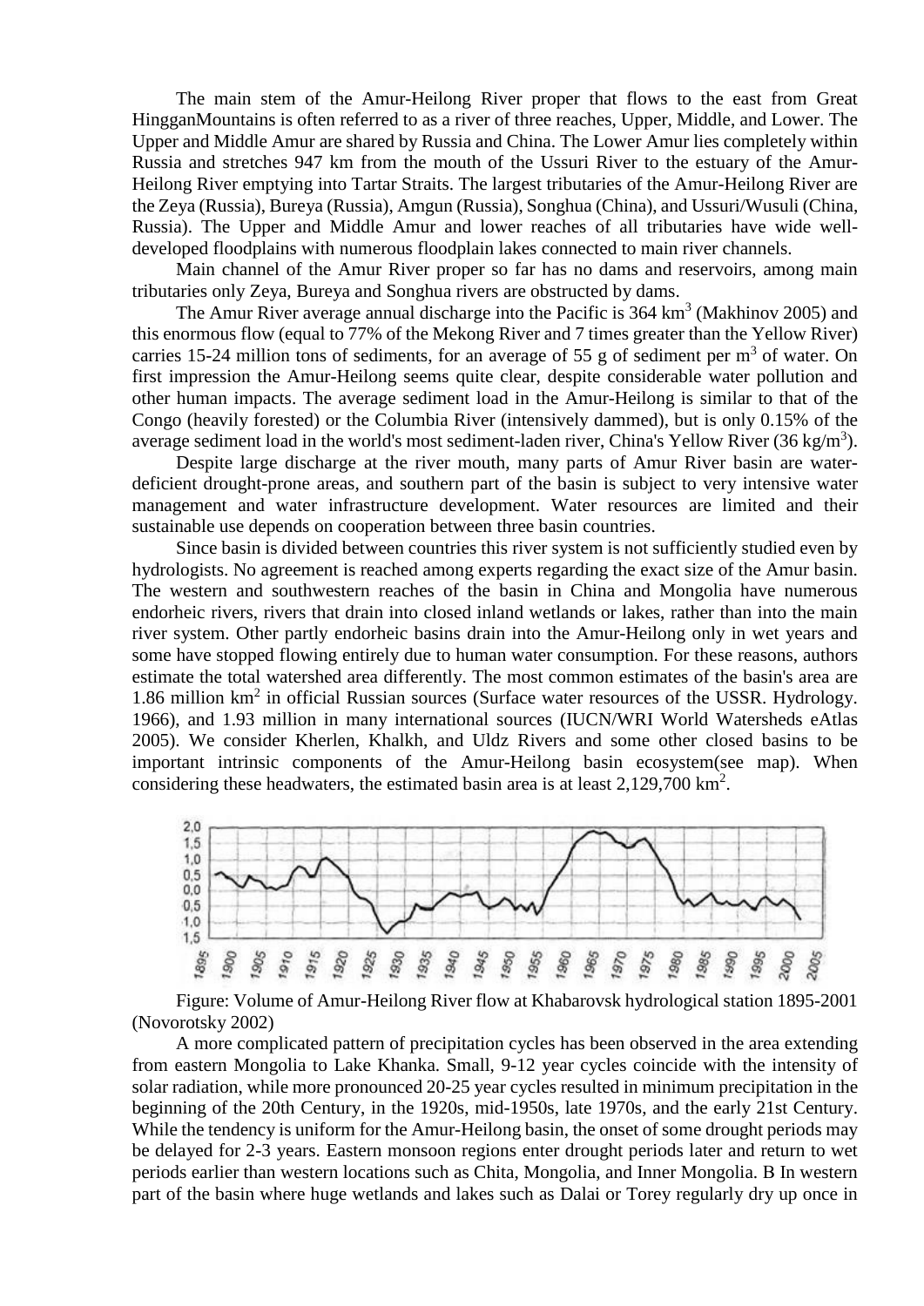The main stem of the Amur-Heilong River proper that flows to the east from Great HingganMountains is often referred to as a river of three reaches, Upper, Middle, and Lower. The Upper and Middle Amur are shared by Russia and China. The Lower Amur lies completely within Russia and stretches 947 km from the mouth of the Ussuri River to the estuary of the Amur-Heilong River emptying into Tartar Straits. The largest tributaries of the Amur-Heilong River are the Zeya (Russia), Bureya (Russia), Amgun (Russia), Songhua (China), and Ussuri/Wusuli (China, Russia). The Upper and Middle Amur and lower reaches of all tributaries have wide well-developed floodplains with numerous floodplain lakes connected to main river channels.

Main channel of the Amur River proper so far has no dams and reservoirs, among main tributaries only Zeya, Bureya and Songhua rivers are obstructed by dams.

The Amur River average annual discharge into the Pacific is 364 km$^3$ (Makhinov 2005) and this enormous flow (equal to 77% of the Mekong River and 7 times greater than the Yellow River) carries 15-24 million tons of sediments, for an average of 55 g of sediment per m$^3$ of water. On first impression the Amur-Heilong seems quite clear, despite considerable water pollution and other human impacts. The average sediment load in the Amur-Heilong is similar to that of the Congo (heavily forested) or the Columbia River (intensively dammed), but is only 0.15% of the average sediment load in the world's most sediment-laden river, China's Yellow River (36 kg/m$^3$).

Despite large discharge at the river mouth, many parts of Amur River basin are water-deficient drought-prone areas, and southern part of the basin is subject to very intensive water management and water infrastructure development. Water resources are limited and their sustainable use depends on cooperation between three basin countries.

Since basin is divided between countries this river system is not sufficiently studied even by hydrologists. No agreement is reached among experts regarding the exact size of the Amur basin. The western and southwestern reaches of the basin in China and Mongolia have numerous endorheic rivers, rivers that drain into closed inland wetlands or lakes, rather than into the main river system. Other partly endorheic basins drain into the Amur-Heilong only in wet years and some have stopped flowing entirely due to human water consumption. For these reasons, authors estimate the total watershed area differently. The most common estimates of the basin's area are 1.86 million km$^2$ in official Russian sources (Surface water resources of the USSR. Hydrology. 1966), and 1.93 million in many international sources (IUCN/WRI World Watersheds eAtlas 2005). We consider Kherlen, Khalkh, and Uldz Rivers and some other closed basins to be important intrinsic components of the Amur-Heilong basin ecosystem(see map). When considering these headwaters, the estimated basin area is at least 2,129,700 km$^2$.

Figure: Volume of Amur-Heilong River flow at Khabarovsk hydrological station 1895-2001 (Novorotsky 2002)

A more complicated pattern of precipitation cycles has been observed in the area extending from eastern Mongolia to Lake Khanka. Small, 9-12 year cycles coincide with the intensity of solar radiation, while more pronounced 20-25 year cycles resulted in minimum precipitation in the beginning of the 20th Century, in the 1920s, mid-1950s, late 1970s, and the early 21st Century. While the tendency is uniform for the Amur-Heilong basin, the onset of some drought periods may be delayed for 2-3 years. Eastern monsoon regions enter drought periods later and return to wet periods earlier than western locations such as Chita, Mongolia, and Inner Mongolia. B In western part of the basin where huge wetlands and lakes such as Dalai or Torey regularly dry up once in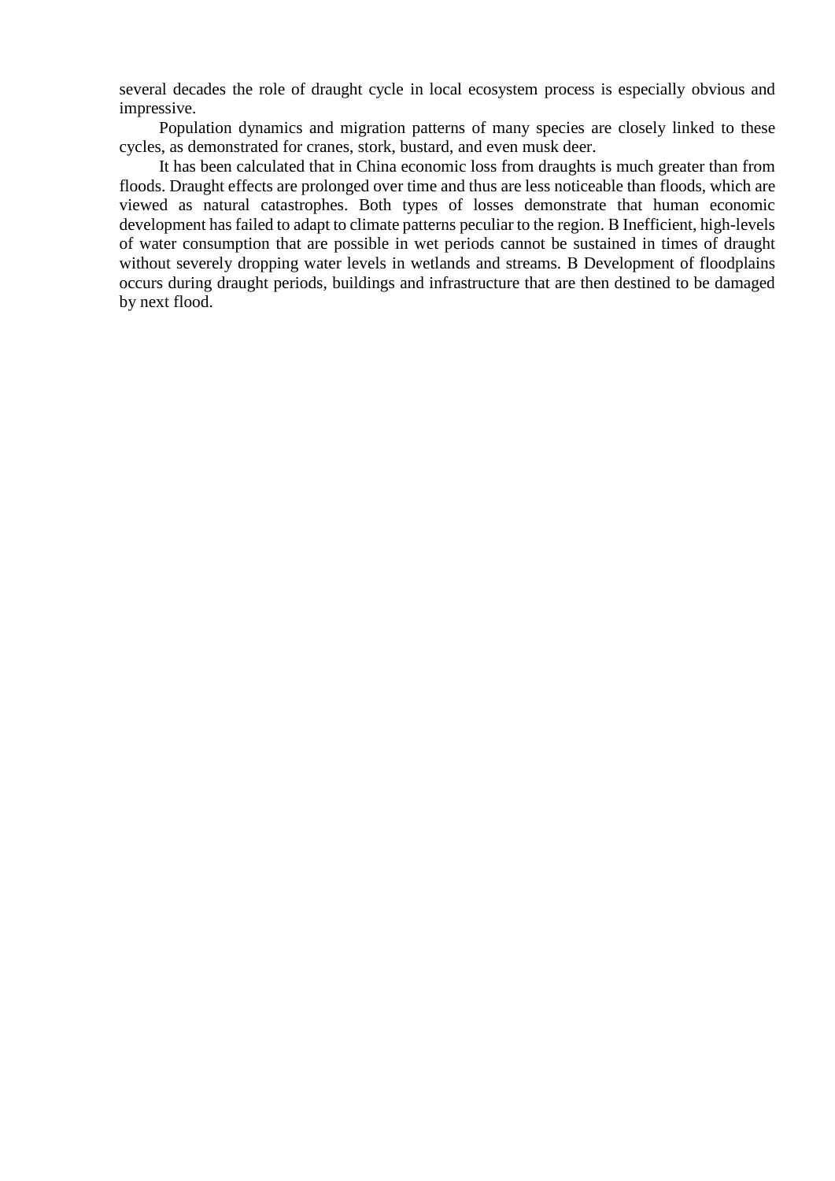several decades the role of draught cycle in local ecosystem process is especially obvious and impressive.

Population dynamics and migration patterns of many species are closely linked to these cycles, as demonstrated for cranes, stork, bustard, and even musk deer.

It has been calculated that in China economic loss from draughts is much greater than from floods. Draught effects are prolonged over time and thus are less noticeable than floods, which are viewed as natural catastrophes. Both types of losses demonstrate that human economic development has failed to adapt to climate patterns peculiar to the region. В Inefficient, high-levels of water consumption that are possible in wet periods cannot be sustained in times of draught without severely dropping water levels in wetlands and streams. В Development of floodplains occurs during draught periods, buildings and infrastructure that are then destined to be damaged by next flood.